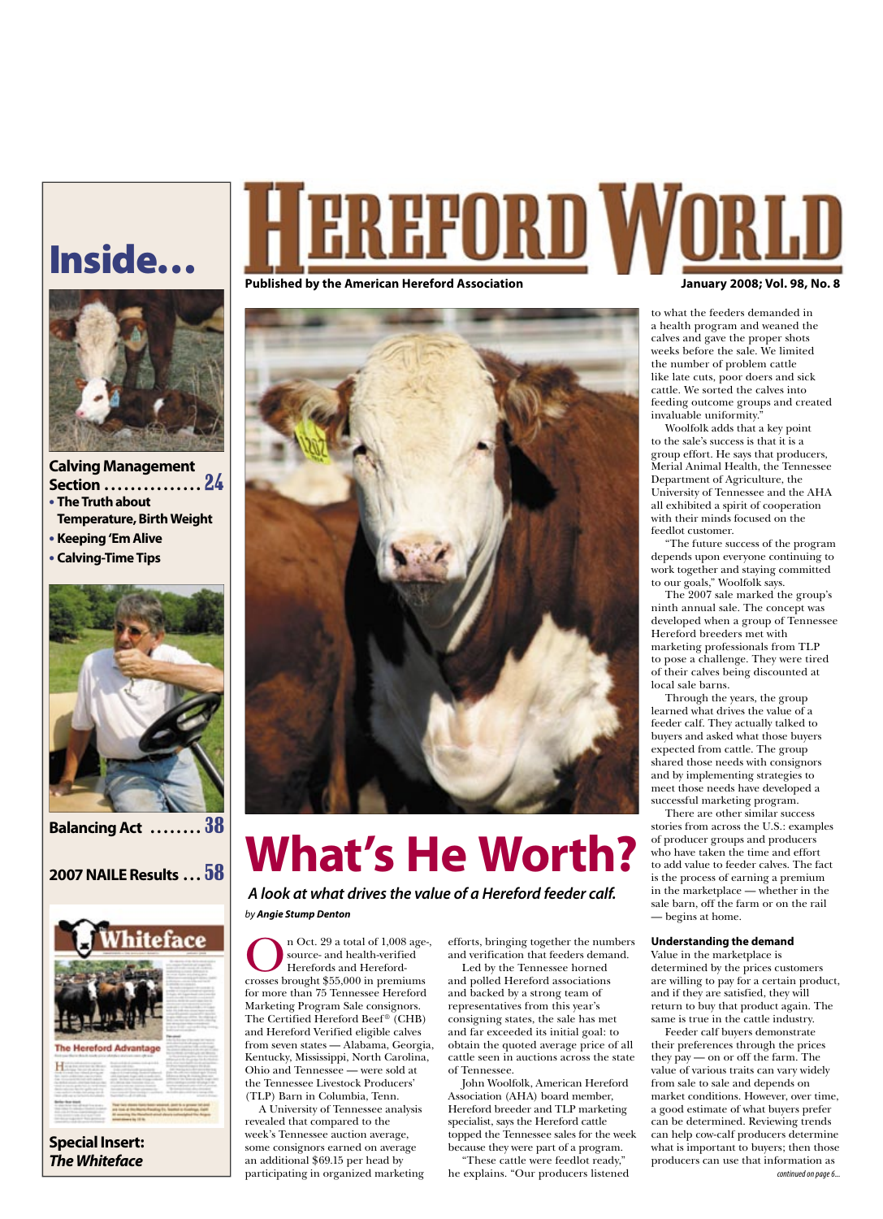# Hereford World

**Published by the American Hereford Association**

**January 2008; Vol. 98, No. 8**

## Inside...

**Calving Management Section ............... 24**

- **The Truth about Temperature, Birth Weight**
- **Keeping 'Em Alive**
- **Calving-Time Tips**

**Balancing Act ........ 38**

**2007 NAILE Results ... 58**

**Special Insert: *The Whiteface***

# What's He Worth?

***A look at what drives the value of a Hereford feeder calf.***

*by* ***Angie Stump Denton***

On Oct. 29 a total of 1,008 age-, source- and health-verified Herefords and Hereford-crosses brought $55,000 in premiums for more than 75 Tennessee Hereford Marketing Program Sale consignors. The Certified Hereford Beef® (CHB) and Hereford Verified eligible calves from seven states — Alabama, Georgia, Kentucky, Mississippi, North Carolina, Ohio and Tennessee — were sold at the Tennessee Livestock Producers' (TLP) Barn in Columbia, Tenn.

A University of Tennessee analysis revealed that compared to the week's Tennessee auction average, some consignors earned on average an additional $69.15 per head by participating in organized marketing efforts, bringing together the numbers and verification that feeders demand.

Led by the Tennessee horned and polled Hereford associations and backed by a strong team of representatives from this year's consigning states, the sale has met and far exceeded its initial goal: to obtain the quoted average price of all cattle seen in auctions across the state of Tennessee.

John Woolfolk, American Hereford Association (AHA) board member, Hereford breeder and TLP marketing specialist, says the Hereford cattle topped the Tennessee sales for the week because they were part of a program.

"These cattle were feedlot ready," he explains. "Our producers listened to what the feeders demanded in a health program and weaned the calves and gave the proper shots weeks before the sale. We limited the number of problem cattle like late cuts, poor doers and sick cattle. We sorted the calves into feeding outcome groups and created invaluable uniformity."

Woolfolk adds that a key point to the sale's success is that it is a group effort. He says that producers, Merial Animal Health, the Tennessee Department of Agriculture, the University of Tennessee and the AHA all exhibited a spirit of cooperation with their minds focused on the feedlot customer.

"The future success of the program depends upon everyone continuing to work together and staying committed to our goals," Woolfolk says.

The 2007 sale marked the group's ninth annual sale. The concept was developed when a group of Tennessee Hereford breeders met with marketing professionals from TLP to pose a challenge. They were tired of their calves being discounted at local sale barns.

Through the years, the group learned what drives the value of a feeder calf. They actually talked to buyers and asked what those buyers expected from cattle. The group shared those needs with consignors and by implementing strategies to meet those needs have developed a successful marketing program.

There are other similar success stories from across the U.S.: examples of producer groups and producers who have taken the time and effort to add value to feeder calves. The fact is the process of earning a premium in the marketplace — whether in the sale barn, off the farm or on the rail — begins at home.

### Understanding the demand

Value in the marketplace is determined by the prices customers are willing to pay for a certain product, and if they are satisfied, they will return to buy that product again. The same is true in the cattle industry.

Feeder calf buyers demonstrate their preferences through the prices they pay — on or off the farm. The value of various traits can vary widely from sale to sale and depends on market conditions. However, over time, a good estimate of what buyers prefer can be determined. Reviewing trends can help cow-calf producers determine what is important to buyers; then those producers can use that information as

*continued on page 6...*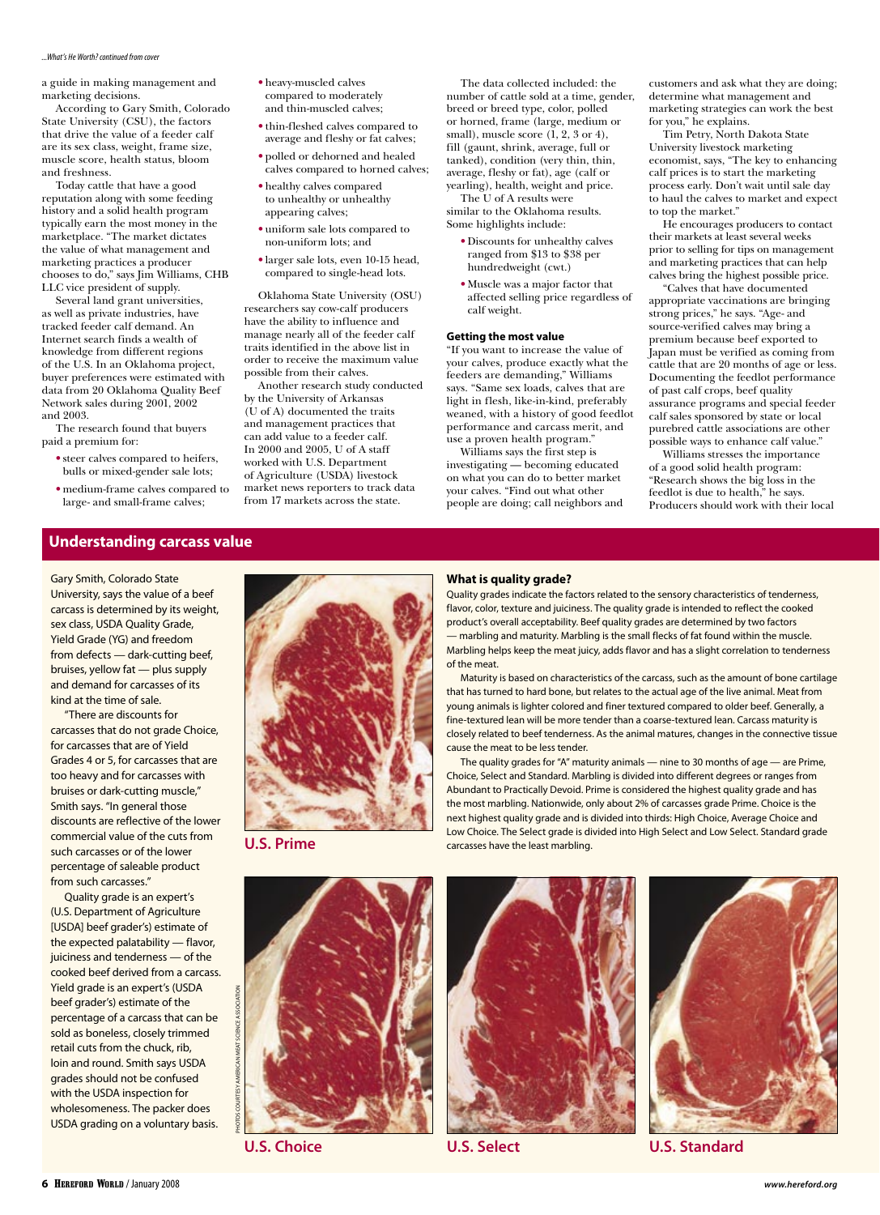*...What's He Worth? continued from cover*

a guide in making management and marketing decisions.

According to Gary Smith, Colorado State University (CSU), the factors that drive the value of a feeder calf are its sex class, weight, frame size, muscle score, health status, bloom and freshness.

Today cattle that have a good reputation along with some feeding history and a solid health program typically earn the most money in the marketplace. "The market dictates the value of what management and marketing practices a producer chooses to do," says Jim Williams, CHB LLC vice president of supply.

Several land grant universities, as well as private industries, have tracked feeder calf demand. An Internet search finds a wealth of knowledge from different regions of the U.S. In an Oklahoma project, buyer preferences were estimated with data from 20 Oklahoma Quality Beef Network sales during 2001, 2002 and 2003.

The research found that buyers paid a premium for:

- steer calves compared to heifers, bulls or mixed-gender sale lots;
- medium-frame calves compared to large- and small-frame calves;
- heavy-muscled calves compared to moderately and thin-muscled calves;
- thin-fleshed calves compared to average and fleshy or fat calves;
- polled or dehorned and healed calves compared to horned calves;
- healthy calves compared to unhealthy or unhealthy appearing calves;
- uniform sale lots compared to non-uniform lots; and
- larger sale lots, even 10-15 head, compared to single-head lots.

Oklahoma State University (OSU) researchers say cow-calf producers have the ability to influence and manage nearly all of the feeder calf traits identified in the above list in order to receive the maximum value possible from their calves.

Another research study conducted by the University of Arkansas (U of A) documented the traits and management practices that can add value to a feeder calf. In 2000 and 2005, U of A staff worked with U.S. Department of Agriculture (USDA) livestock market news reporters to track data from 17 markets across the state.

The data collected included: the number of cattle sold at a time, gender, breed or breed type, color, polled or horned, frame (large, medium or small), muscle score (1, 2, 3 or 4), fill (gaunt, shrink, average, full or tanked), condition (very thin, thin, average, fleshy or fat), age (calf or yearling), health, weight and price.

The U of A results were similar to the Oklahoma results. Some highlights include:

- Discounts for unhealthy calves ranged from $13 to $38 per hundredweight (cwt.)
- Muscle was a major factor that affected selling price regardless of calf weight.

### Getting the most value

"If you want to increase the value of your calves, produce exactly what the feeders are demanding," Williams says. "Same sex loads, calves that are light in flesh, like-in-kind, preferably weaned, with a history of good feedlot performance and carcass merit, and use a proven health program."

Williams says the first step is investigating — becoming educated on what you can do to better market your calves. "Find out what other people are doing; call neighbors and customers and ask what they are doing; determine what management and marketing strategies can work the best for you," he explains.

Tim Petry, North Dakota State University livestock marketing economist, says, "The key to enhancing calf prices is to start the marketing process early. Don't wait until sale day to haul the calves to market and expect to top the market."

He encourages producers to contact their markets at least several weeks prior to selling for tips on management and marketing practices that can help calves bring the highest possible price.

"Calves that have documented appropriate vaccinations are bringing strong prices," he says. "Age- and source-verified calves may bring a premium because beef exported to Japan must be verified as coming from cattle that are 20 months of age or less. Documenting the feedlot performance of past calf crops, beef quality assurance programs and special feeder calf sales sponsored by state or local purebred cattle associations are other possible ways to enhance calf value."

Williams stresses the importance of a good solid health program: "Research shows the big loss in the feedlot is due to health," he says. Producers should work with their local

## Understanding carcass value

Gary Smith, Colorado State University, says the value of a beef carcass is determined by its weight, sex class, USDA Quality Grade, Yield Grade (YG) and freedom from defects — dark-cutting beef, bruises, yellow fat — plus supply and demand for carcasses of its kind at the time of sale.

"There are discounts for carcasses that do not grade Choice, for carcasses that are of Yield Grades 4 or 5, for carcasses that are too heavy and for carcasses with bruises or dark-cutting muscle," Smith says. "In general those discounts are reflective of the lower commercial value of the cuts from such carcasses or of the lower percentage of saleable product from such carcasses."

Quality grade is an expert's (U.S. Department of Agriculture [USDA] beef grader's) estimate of the expected palatability — flavor, juiciness and tenderness — of the cooked beef derived from a carcass. Yield grade is an expert's (USDA beef grader's) estimate of the percentage of a carcass that can be sold as boneless, closely trimmed retail cuts from the chuck, rib, loin and round. Smith says USDA grades should not be confused with the USDA inspection for wholesomeness. The packer does USDA grading on a voluntary basis.

U.S. Prime

### What is quality grade?

Quality grades indicate the factors related to the sensory characteristics of tenderness, flavor, color, texture and juiciness. The quality grade is intended to reflect the cooked product's overall acceptability. Beef quality grades are determined by two factors — marbling and maturity. Marbling is the small flecks of fat found within the muscle. Marbling helps keep the meat juicy, adds flavor and has a slight correlation to tenderness of the meat.

Maturity is based on characteristics of the carcass, such as the amount of bone cartilage that has turned to hard bone, but relates to the actual age of the live animal. Meat from young animals is lighter colored and finer textured compared to older beef. Generally, a fine-textured lean will be more tender than a coarse-textured lean. Carcass maturity is closely related to beef tenderness. As the animal matures, changes in the connective tissue cause the meat to be less tender.

The quality grades for "A" maturity animals — nine to 30 months of age — are Prime, Choice, Select and Standard. Marbling is divided into different degrees or ranges from Abundant to Practically Devoid. Prime is considered the highest quality grade and has the most marbling. Nationwide, only about 2% of carcasses grade Prime. Choice is the next highest quality grade and is divided into thirds: High Choice, Average Choice and Low Choice. The Select grade is divided into High Select and Low Select. Standard grade carcasses have the least marbling.

PHOTOS COURTESY AMERICAN MEAT SCIENCE ASSOCIATION

U.S. Choice

U.S. Select

U.S. Standard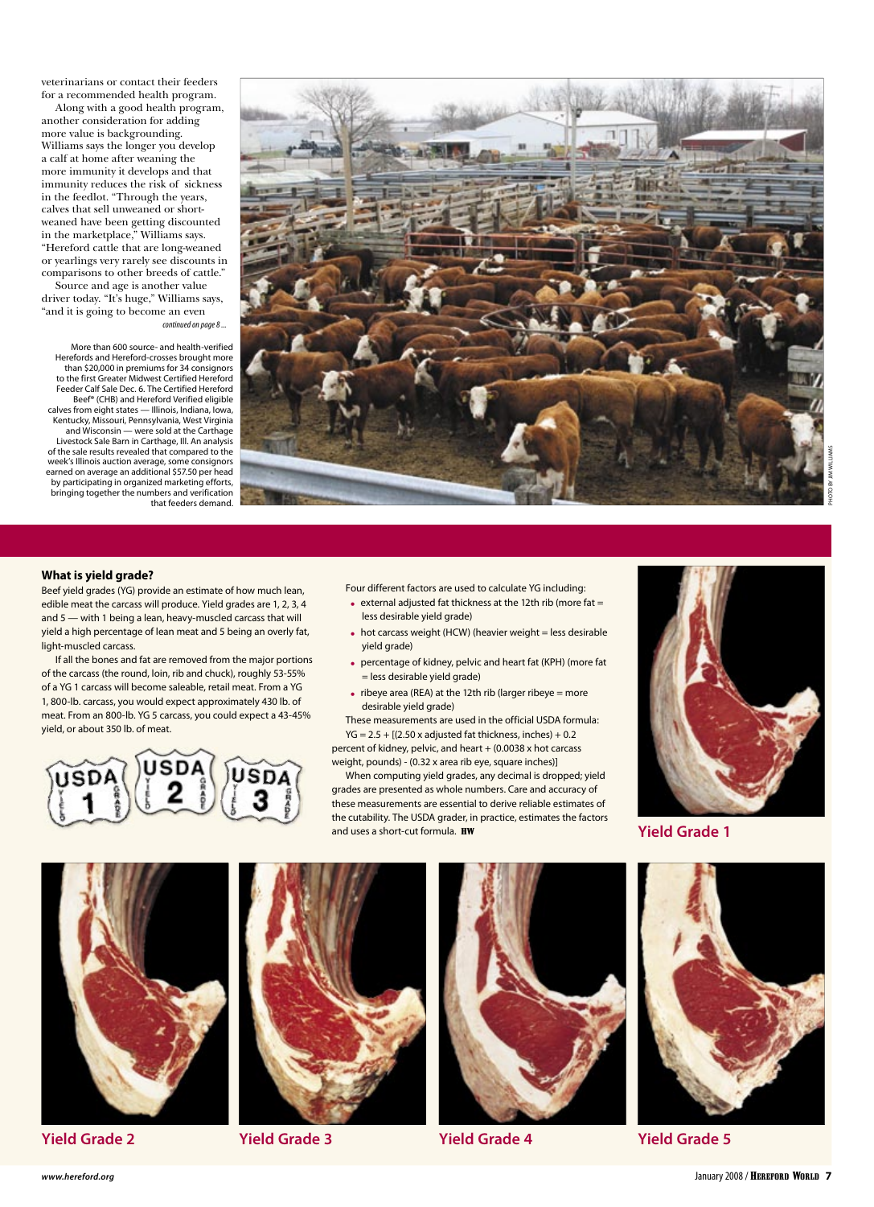veterinarians or contact their feeders for a recommended health program.

Along with a good health program, another consideration for adding more value is backgrounding. Williams says the longer you develop a calf at home after weaning the more immunity it develops and that immunity reduces the risk of sickness in the feedlot. "Through the years, calves that sell unweaned or short-weaned have been getting discounted in the marketplace," Williams says. "Hereford cattle that are long-weaned or yearlings very rarely see discounts in comparisons to other breeds of cattle."

Source and age is another value driver today. "It's huge," Williams says, "and it is going to become an even

*continued on page 8 ...*

More than 600 source- and health-verified Herefords and Hereford-crosses brought more than $20,000 in premiums for 34 consignors to the first Greater Midwest Certified Hereford Feeder Calf Sale Dec. 6. The Certified Hereford Beef® (CHB) and Hereford Verified eligible calves from eight states — Illinois, Indiana, Iowa, Kentucky, Missouri, Pennsylvania, West Virginia and Wisconsin — were sold at the Carthage Livestock Sale Barn in Carthage, Ill. An analysis of the sale results revealed that compared to the week's Illinois auction average, some consignors earned on average an additional $57.50 per head by participating in organized marketing efforts, bringing together the numbers and verification that feeders demand.

PHOTO BY JIM WILLIAMS

### What is yield grade?

Beef yield grades (YG) provide an estimate of how much lean, edible meat the carcass will produce. Yield grades are 1, 2, 3, 4 and 5 — with 1 being a lean, heavy-muscled carcass that will yield a high percentage of lean meat and 5 being an overly fat, light-muscled carcass.

If all the bones and fat are removed from the major portions of the carcass (the round, loin, rib and chuck), roughly 53-55% of a YG 1 carcass will become saleable, retail meat. From a YG 1, 800-lb. carcass, you would expect approximately 430 lb. of meat. From an 800-lb. YG 5 carcass, you could expect a 43-45% yield, or about 350 lb. of meat.

USDA YIELD GRADE 1 · USDA YIELD GRADE 2 · USDA YIELD GRADE 3

Four different factors are used to calculate YG including:

- external adjusted fat thickness at the 12th rib (more fat = less desirable yield grade)
- hot carcass weight (HCW) (heavier weight = less desirable yield grade)
- percentage of kidney, pelvic and heart fat (KPH) (more fat = less desirable yield grade)
- ribeye area (REA) at the 12th rib (larger ribeye = more desirable yield grade)

These measurements are used in the official USDA formula:

YG = 2.5 + [(2.50 x adjusted fat thickness, inches) + 0.2 percent of kidney, pelvic, and heart + (0.0038 x hot carcass weight, pounds) - (0.32 x area rib eye, square inches)]

When computing yield grades, any decimal is dropped; yield grades are presented as whole numbers. Care and accuracy of these measurements are essential to derive reliable estimates of the cutability. The USDA grader, in practice, estimates the factors and uses a short-cut formula. **HW**

**Yield Grade 1**

**Yield Grade 2**

**Yield Grade 3**

**Yield Grade 4**

**Yield Grade 5**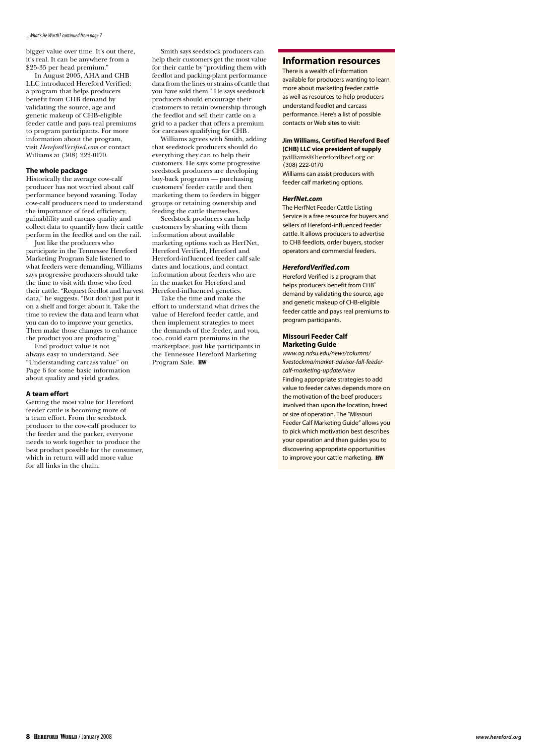*...What's He Worth? continued from page 7*

bigger value over time. It's out there, it's real. It can be anywhere from a $25-35 per head premium."

In August 2005, AHA and CHB LLC introduced Hereford Verified: a program that helps producers benefit from CHB demand by validating the source, age and genetic makeup of CHB-eligible feeder cattle and pays real premiums to program participants. For more information about the program, visit *HerefordVerified.com* or contact Williams at (308) 222-0170.

### The whole package

Historically the average cow-calf producer has not worried about calf performance beyond weaning. Today cow-calf producers need to understand the importance of feed efficiency, gainablility and carcass quality and collect data to quantify how their cattle perform in the feedlot and on the rail.

Just like the producers who participate in the Tennessee Hereford Marketing Program Sale listened to what feeders were demanding, Williams says progressive producers should take the time to visit with those who feed their cattle. "Request feedlot and harvest data," he suggests. "But don't just put it on a shelf and forget about it. Take the time to review the data and learn what you can do to improve your genetics. Then make those changes to enhance the product you are producing."

End product value is not always easy to understand. See "Understanding carcass value" on Page 6 for some basic information about quality and yield grades.

### A team effort

Getting the most value for Hereford feeder cattle is becoming more of a team effort. From the seedstock producer to the cow-calf producer to the feeder and the packer, everyone needs to work together to produce the best product possible for the consumer, which in return will add more value for all links in the chain.

Smith says seedstock producers can help their customers get the most value for their cattle by "providing them with feedlot and packing-plant performance data from the lines or strains of cattle that you have sold them." He says seedstock producers should encourage their customers to retain ownership through the feedlot and sell their cattle on a grid to a packer that offers a premium for carcasses qualifying for CHB.

Williams agrees with Smith, adding that seedstock producers should do everything they can to help their customers. He says some progressive seedstock producers are developing buy-back programs — purchasing customers' feeder cattle and then marketing them to feeders in bigger groups or retaining ownership and feeding the cattle themselves.

Seedstock producers can help customers by sharing with them information about available marketing options such as HerfNet, Hereford Verified, Hereford and Hereford-influenced feeder calf sale dates and locations, and contact information about feeders who are in the market for Hereford and Hereford-influenced genetics.

Take the time and make the effort to understand what drives the value of Hereford feeder cattle, and then implement strategies to meet the demands of the feeder, and you, too, could earn premiums in the marketplace, just like participants in the Tennessee Hereford Marketing Program Sale. **HW**

## Information resources

There is a wealth of information available for producers wanting to learn more about marketing feeder cattle as well as resources to help producers understand feedlot and carcass performance. Here's a list of possible contacts or Web sites to visit:

**Jim Williams, Certified Hereford Beef (CHB) LLC vice president of supply**
jwilliams@herefordbeef.org or (308) 222-0170
Williams can assist producers with feeder calf marketing options.

***HerfNet.com***
The HerfNet Feeder Cattle Listing Service is a free resource for buyers and sellers of Hereford-influenced feeder cattle. It allows producers to advertise to CHB feedlots, order buyers, stocker operators and commercial feeders.

***HerefordVerified.com***
Hereford Verified is a program that helps producers benefit from CHB® demand by validating the source, age and genetic makeup of CHB-eligible feeder cattle and pays real premiums to program participants.

**Missouri Feeder Calf Marketing Guide**
*www.ag.ndsu.edu/news/columns/livestockma/market-advisor-fall-feeder-calf-marketing-update/view*
Finding appropriate strategies to add value to feeder calves depends more on the motivation of the beef producers involved than upon the location, breed or size of operation. The "Missouri Feeder Calf Marketing Guide" allows you to pick which motivation best describes your operation and then guides you to discovering appropriate opportunities to improve your cattle marketing. **HW**